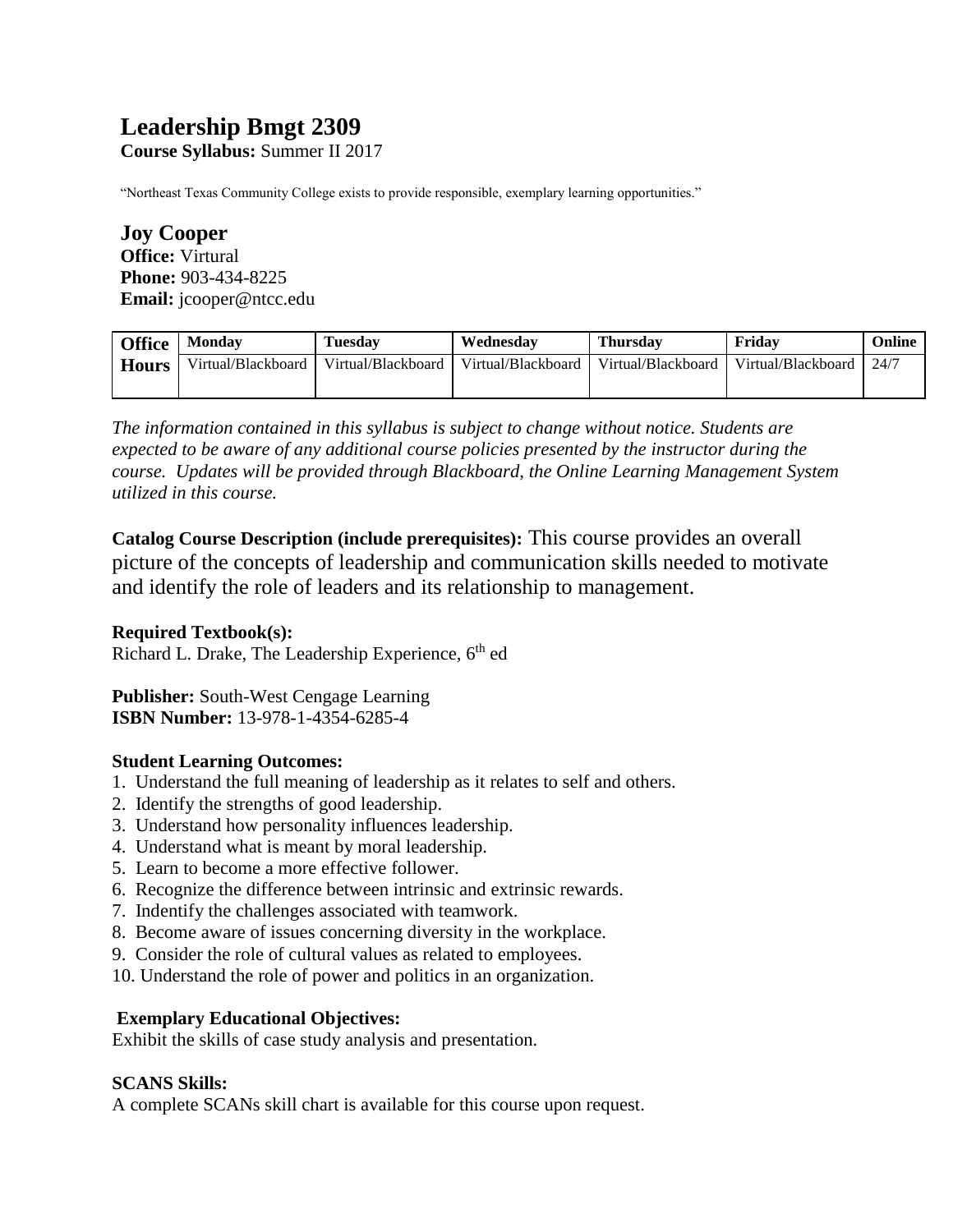# Leadership Bmgt 2309

**Course Syllabus:** Summer II 2017

"Northeast Texas Community College exists to provide responsible, exemplary learning opportunities."

## Joy Cooper

**Office:** Virtural
**Phone:** 903-434-8225
**Email:** jcooper@ntcc.edu

| Office Hours | Monday | Tuesday | Wednesday | Thursday | Friday | Online |
|---|---|---|---|---|---|---|
| | Virtual/Blackboard | Virtual/Blackboard | Virtual/Blackboard | Virtual/Blackboard | Virtual/Blackboard | 24/7 |

*The information contained in this syllabus is subject to change without notice. Students are expected to be aware of any additional course policies presented by the instructor during the course. Updates will be provided through Blackboard, the Online Learning Management System utilized in this course.*

**Catalog Course Description (include prerequisites):** This course provides an overall picture of the concepts of leadership and communication skills needed to motivate and identify the role of leaders and its relationship to management.

**Required Textbook(s):**
Richard L. Drake, The Leadership Experience, 6th ed

**Publisher:** South-West Cengage Learning
**ISBN Number:** 13-978-1-4354-6285-4

**Student Learning Outcomes:**

1. Understand the full meaning of leadership as it relates to self and others.
2. Identify the strengths of good leadership.
3. Understand how personality influences leadership.
4. Understand what is meant by moral leadership.
5. Learn to become a more effective follower.
6. Recognize the difference between intrinsic and extrinsic rewards.
7. Indentify the challenges associated with teamwork.
8. Become aware of issues concerning diversity in the workplace.
9. Consider the role of cultural values as related to employees.
10. Understand the role of power and politics in an organization.

**Exemplary Educational Objectives:**
Exhibit the skills of case study analysis and presentation.

**SCANS Skills:**
A complete SCANs skill chart is available for this course upon request.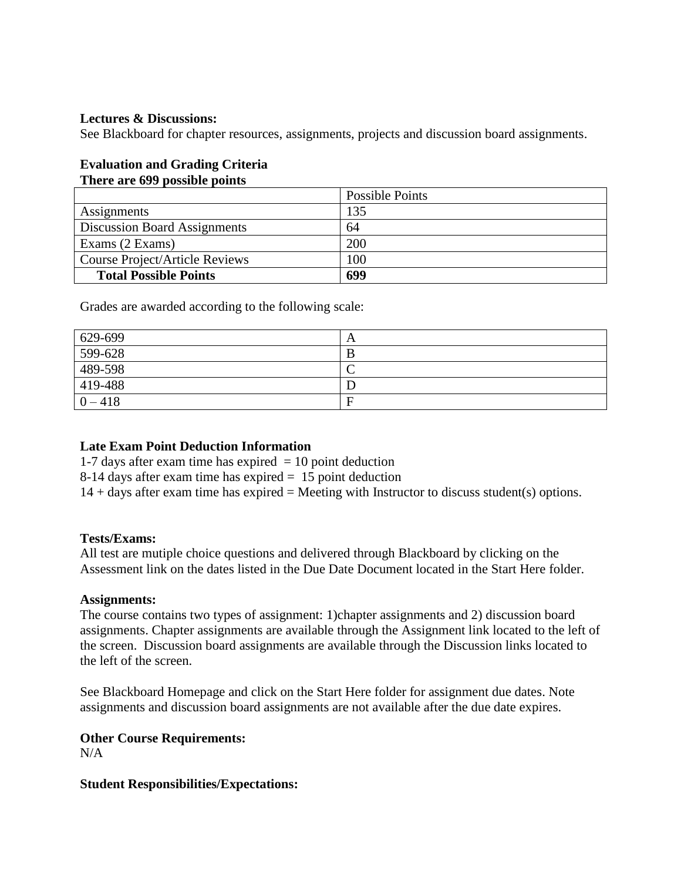**Lectures & Discussions:**
See Blackboard for chapter resources, assignments, projects and discussion board assignments.

**Evaluation and Grading Criteria**
**There are 699 possible points**

| | Possible Points |
|---|---|
| Assignments | 135 |
| Discussion Board Assignments | 64 |
| Exams (2 Exams) | 200 |
| Course Project/Article Reviews | 100 |
| **Total Possible Points** | **699** |

Grades are awarded according to the following scale:

| | |
|---|---|
| 629-699 | A |
| 599-628 | B |
| 489-598 | C |
| 419-488 | D |
| 0 – 418 | F |

**Late Exam Point Deduction Information**
1-7 days after exam time has expired = 10 point deduction
8-14 days after exam time has expired = 15 point deduction
14 + days after exam time has expired = Meeting with Instructor to discuss student(s) options.

**Tests/Exams:**
All test are mutiple choice questions and delivered through Blackboard by clicking on the Assessment link on the dates listed in the Due Date Document located in the Start Here folder.

**Assignments:**
The course contains two types of assignment: 1)chapter assignments and 2) discussion board assignments. Chapter assignments are available through the Assignment link located to the left of the screen. Discussion board assignments are available through the Discussion links located to the left of the screen.

See Blackboard Homepage and click on the Start Here folder for assignment due dates. Note assignments and discussion board assignments are not available after the due date expires.

**Other Course Requirements:**
N/A

**Student Responsibilities/Expectations:**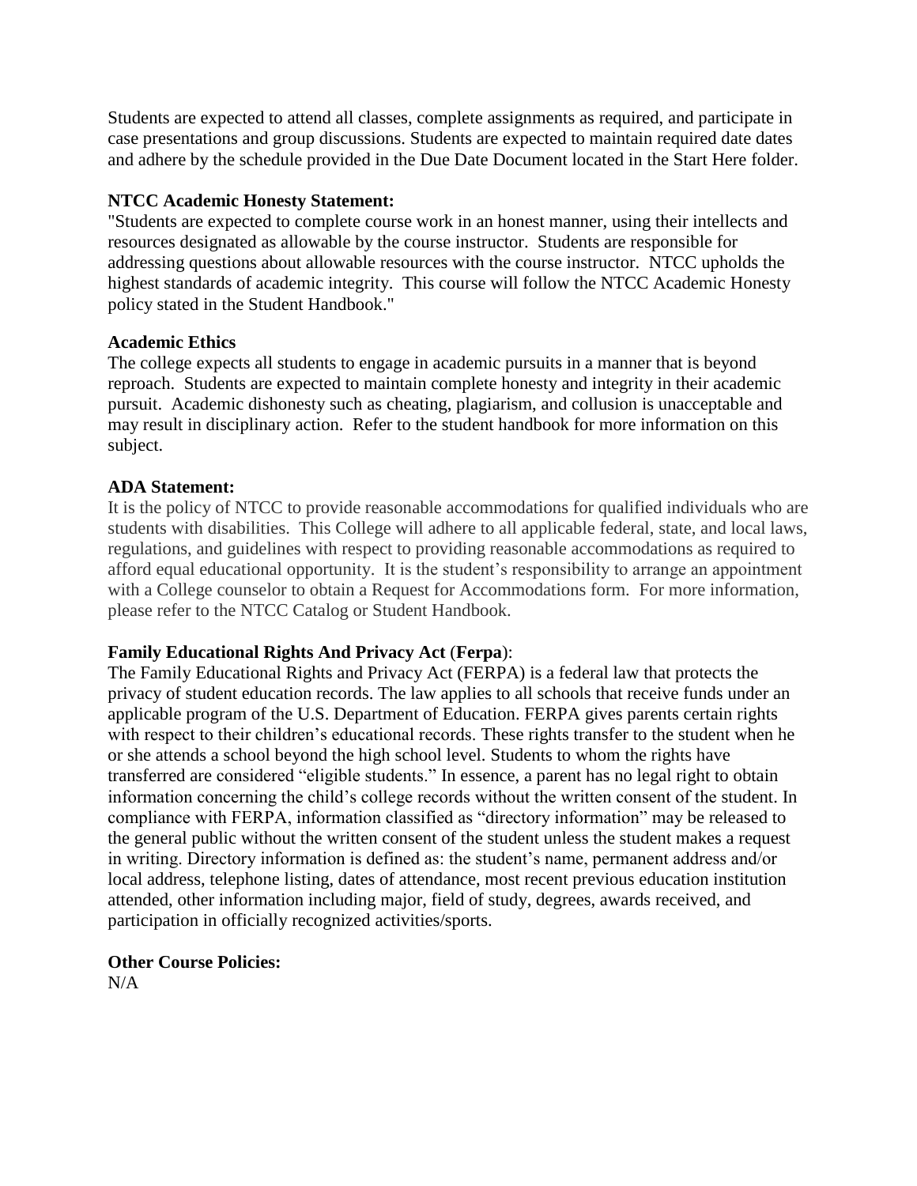Students are expected to attend all classes, complete assignments as required, and participate in case presentations and group discussions. Students are expected to maintain required date dates and adhere by the schedule provided in the Due Date Document located in the Start Here folder.

**NTCC Academic Honesty Statement:**

"Students are expected to complete course work in an honest manner, using their intellects and resources designated as allowable by the course instructor. Students are responsible for addressing questions about allowable resources with the course instructor. NTCC upholds the highest standards of academic integrity. This course will follow the NTCC Academic Honesty policy stated in the Student Handbook."

**Academic Ethics**

The college expects all students to engage in academic pursuits in a manner that is beyond reproach. Students are expected to maintain complete honesty and integrity in their academic pursuit. Academic dishonesty such as cheating, plagiarism, and collusion is unacceptable and may result in disciplinary action. Refer to the student handbook for more information on this subject.

**ADA Statement:**

It is the policy of NTCC to provide reasonable accommodations for qualified individuals who are students with disabilities. This College will adhere to all applicable federal, state, and local laws, regulations, and guidelines with respect to providing reasonable accommodations as required to afford equal educational opportunity. It is the student's responsibility to arrange an appointment with a College counselor to obtain a Request for Accommodations form. For more information, please refer to the NTCC Catalog or Student Handbook.

**Family Educational Rights And Privacy Act** (**Ferpa**):

The Family Educational Rights and Privacy Act (FERPA) is a federal law that protects the privacy of student education records. The law applies to all schools that receive funds under an applicable program of the U.S. Department of Education. FERPA gives parents certain rights with respect to their children's educational records. These rights transfer to the student when he or she attends a school beyond the high school level. Students to whom the rights have transferred are considered "eligible students." In essence, a parent has no legal right to obtain information concerning the child's college records without the written consent of the student. In compliance with FERPA, information classified as "directory information" may be released to the general public without the written consent of the student unless the student makes a request in writing. Directory information is defined as: the student's name, permanent address and/or local address, telephone listing, dates of attendance, most recent previous education institution attended, other information including major, field of study, degrees, awards received, and participation in officially recognized activities/sports.

**Other Course Policies:**

N/A